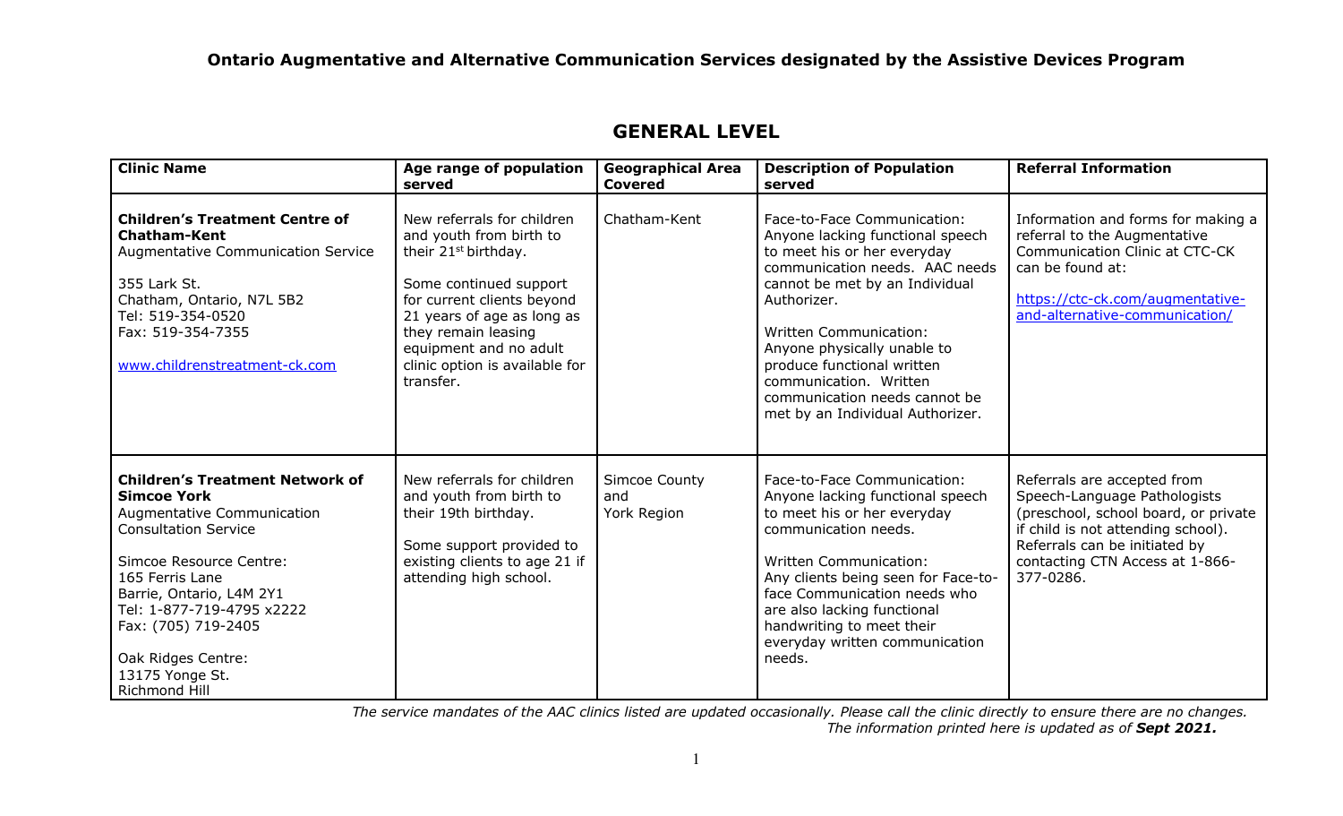# Ontario Augmentative and Alternative Communication Services designated by the Assistive Devices Program

## GENERAL LEVEL

| Clinic Name | Age range of population served | Geographical Area Covered | Description of Population served | Referral Information |
|---|---|---|---|---|
| **Children's Treatment Centre of Chatham-Kent**<br>Augmentative Communication Service<br><br>355 Lark St.<br>Chatham, Ontario, N7L 5B2<br>Tel: 519-354-0520<br>Fax: 519-354-7355<br><br>www.childrenstreatment-ck.com | New referrals for children and youth from birth to their 21st birthday.<br><br>Some continued support for current clients beyond 21 years of age as long as they remain leasing equipment and no adult clinic option is available for transfer. | Chatham-Kent | Face-to-Face Communication: Anyone lacking functional speech to meet his or her everyday communication needs. AAC needs cannot be met by an Individual Authorizer.<br><br>Written Communication: Anyone physically unable to produce functional written communication. Written communication needs cannot be met by an Individual Authorizer. | Information and forms for making a referral to the Augmentative Communication Clinic at CTC-CK can be found at:<br><br>https://ctc-ck.com/augmentative-and-alternative-communication/ |
| **Children's Treatment Network of Simcoe York**<br>Augmentative Communication Consultation Service<br><br>Simcoe Resource Centre:<br>165 Ferris Lane<br>Barrie, Ontario, L4M 2Y1<br>Tel: 1-877-719-4795 x2222<br>Fax: (705) 719-2405<br><br>Oak Ridges Centre:<br>13175 Yonge St.<br>Richmond Hill | New referrals for children and youth from birth to their 19th birthday.<br><br>Some support provided to existing clients to age 21 if attending high school. | Simcoe County and York Region | Face-to-Face Communication: Anyone lacking functional speech to meet his or her everyday communication needs.<br><br>Written Communication: Any clients being seen for Face-to-face Communication needs who are also lacking functional handwriting to meet their everyday written communication needs. | Referrals are accepted from Speech-Language Pathologists (preschool, school board, or private if child is not attending school). Referrals can be initiated by contacting CTN Access at 1-866-377-0286. |

*The service mandates of the AAC clinics listed are updated occasionally. Please call the clinic directly to ensure there are no changes. The information printed here is updated as of **Sept 2021.***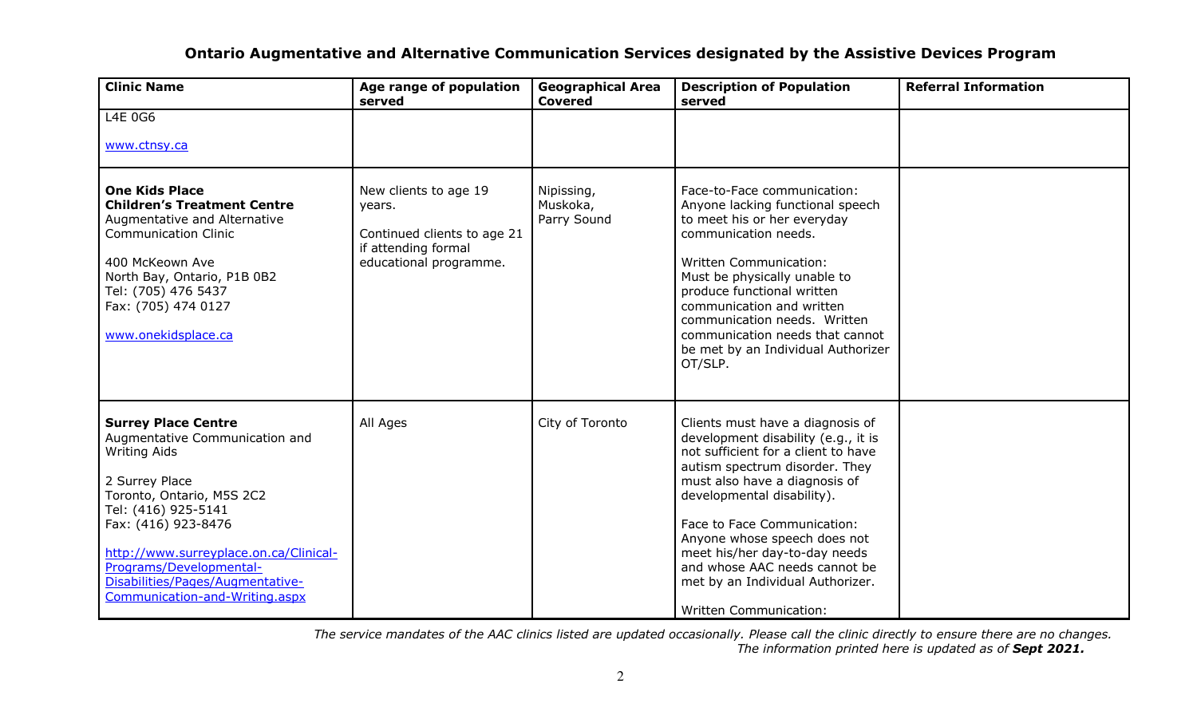## Ontario Augmentative and Alternative Communication Services designated by the Assistive Devices Program

| Clinic Name | Age range of population served | Geographical Area Covered | Description of Population served | Referral Information |
|---|---|---|---|---|
| L4E 0G6<br><br>www.ctnsy.ca | | | | |
| **One Kids Place Children's Treatment Centre**<br>Augmentative and Alternative Communication Clinic<br><br>400 McKeown Ave<br>North Bay, Ontario, P1B 0B2<br>Tel: (705) 476 5437<br>Fax: (705) 474 0127<br><br>www.onekidsplace.ca | New clients to age 19 years.<br><br>Continued clients to age 21 if attending formal educational programme. | Nipissing, Muskoka, Parry Sound | Face-to-Face communication: Anyone lacking functional speech to meet his or her everyday communication needs.<br><br>Written Communication: Must be physically unable to produce functional written communication and written communication needs. Written communication needs that cannot be met by an Individual Authorizer OT/SLP. | |
| **Surrey Place Centre**<br>Augmentative Communication and Writing Aids<br><br>2 Surrey Place<br>Toronto, Ontario, M5S 2C2<br>Tel: (416) 925-5141<br>Fax: (416) 923-8476<br><br>http://www.surreyplace.on.ca/Clinical-Programs/Developmental-Disabilities/Pages/Augmentative-Communication-and-Writing.aspx | All Ages | City of Toronto | Clients must have a diagnosis of development disability (e.g., it is not sufficient for a client to have autism spectrum disorder. They must also have a diagnosis of developmental disability).<br><br>Face to Face Communication: Anyone whose speech does not meet his/her day-to-day needs and whose AAC needs cannot be met by an Individual Authorizer.<br><br>Written Communication: | |

*The service mandates of the AAC clinics listed are updated occasionally. Please call the clinic directly to ensure there are no changes. The information printed here is updated as of **Sept 2021.***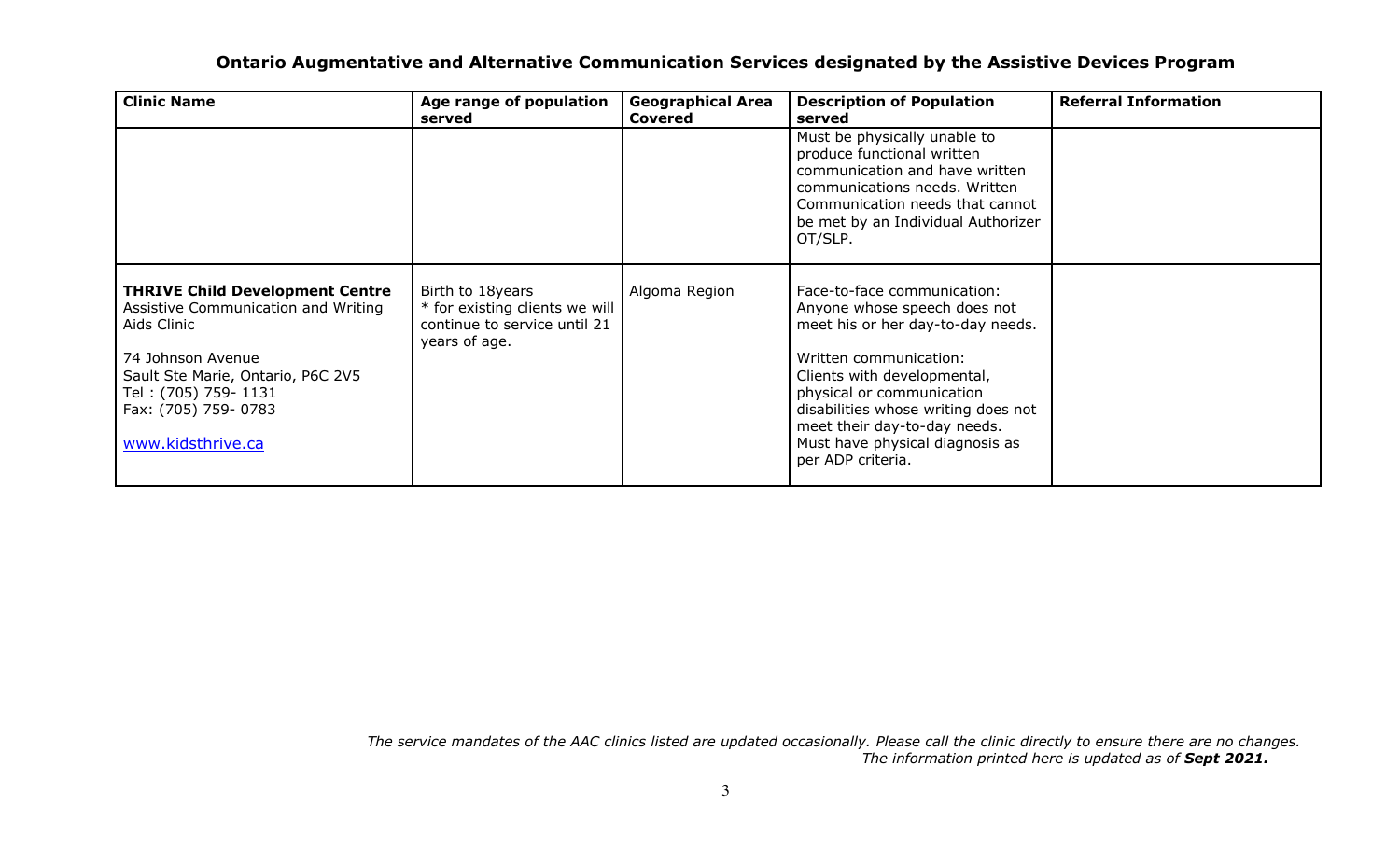## Ontario Augmentative and Alternative Communication Services designated by the Assistive Devices Program

| Clinic Name | Age range of population served | Geographical Area Covered | Description of Population served | Referral Information |
|---|---|---|---|---|
| | | | Must be physically unable to produce functional written communication and have written communications needs. Written Communication needs that cannot be met by an Individual Authorizer OT/SLP. | |
| **THRIVE Child Development Centre** Assistive Communication and Writing Aids Clinic<br><br>74 Johnson Avenue<br>Sault Ste Marie, Ontario, P6C 2V5<br>Tel : (705) 759- 1131<br>Fax: (705) 759- 0783<br><br>www.kidsthrive.ca | Birth to 18years<br>* for existing clients we will continue to service until 21 years of age. | Algoma Region | Face-to-face communication:<br>Anyone whose speech does not meet his or her day-to-day needs.<br><br>Written communication:<br>Clients with developmental, physical or communication disabilities whose writing does not meet their day-to-day needs. Must have physical diagnosis as per ADP criteria. | |

*The service mandates of the AAC clinics listed are updated occasionally. Please call the clinic directly to ensure there are no changes. The information printed here is updated as of* ***Sept 2021.***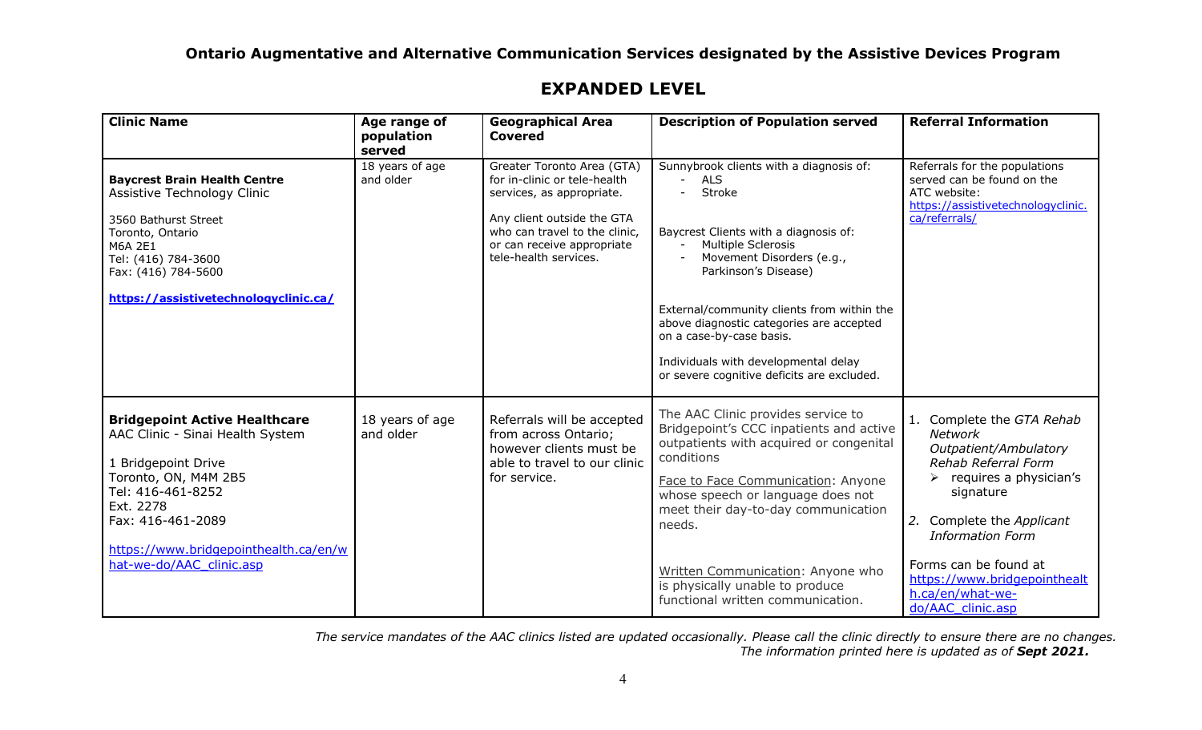# Ontario Augmentative and Alternative Communication Services designated by the Assistive Devices Program

## EXPANDED LEVEL

| Clinic Name | Age range of population served | Geographical Area Covered | Description of Population served | Referral Information |
|---|---|---|---|---|
| **Baycrest Brain Health Centre** Assistive Technology Clinic<br><br>3560 Bathurst Street<br>Toronto, Ontario<br>M6A 2E1<br>Tel: (416) 784-3600<br>Fax: (416) 784-5600<br><br>**https://assistivetechnologyclinic.ca/** | 18 years of age and older | Greater Toronto Area (GTA) for in-clinic or tele-health services, as appropriate.<br><br>Any client outside the GTA who can travel to the clinic, or can receive appropriate tele-health services. | Sunnybrook clients with a diagnosis of:<br>- ALS<br>- Stroke<br><br>Baycrest Clients with a diagnosis of:<br>- Multiple Sclerosis<br>- Movement Disorders (e.g., Parkinson's Disease)<br><br>External/community clients from within the above diagnostic categories are accepted on a case-by-case basis.<br><br>Individuals with developmental delay or severe cognitive deficits are excluded. | Referrals for the populations served can be found on the ATC website: https://assistivetechnologyclinic.ca/referrals/ |
| **Bridgepoint Active Healthcare** AAC Clinic - Sinai Health System<br><br>1 Bridgepoint Drive<br>Toronto, ON, M4M 2B5<br>Tel: 416-461-8252<br>Ext. 2278<br>Fax: 416-461-2089<br><br>https://www.bridgepointhealth.ca/en/what-we-do/AAC_clinic.asp | 18 years of age and older | Referrals will be accepted from across Ontario; however clients must be able to travel to our clinic for service. | The AAC Clinic provides service to Bridgepoint's CCC inpatients and active outpatients with acquired or congenital conditions<br><br>Face to Face Communication: Anyone whose speech or language does not meet their day-to-day communication needs.<br><br>Written Communication: Anyone who is physically unable to produce functional written communication. | 1. Complete the *GTA Rehab Network Outpatient/Ambulatory Rehab Referral Form*<br>➢ requires a physician's signature<br><br>2. Complete the *Applicant Information Form*<br><br>Forms can be found at https://www.bridgepointhealth.ca/en/what-we-do/AAC_clinic.asp |

*The service mandates of the AAC clinics listed are updated occasionally. Please call the clinic directly to ensure there are no changes. The information printed here is updated as of* ***Sept 2021.***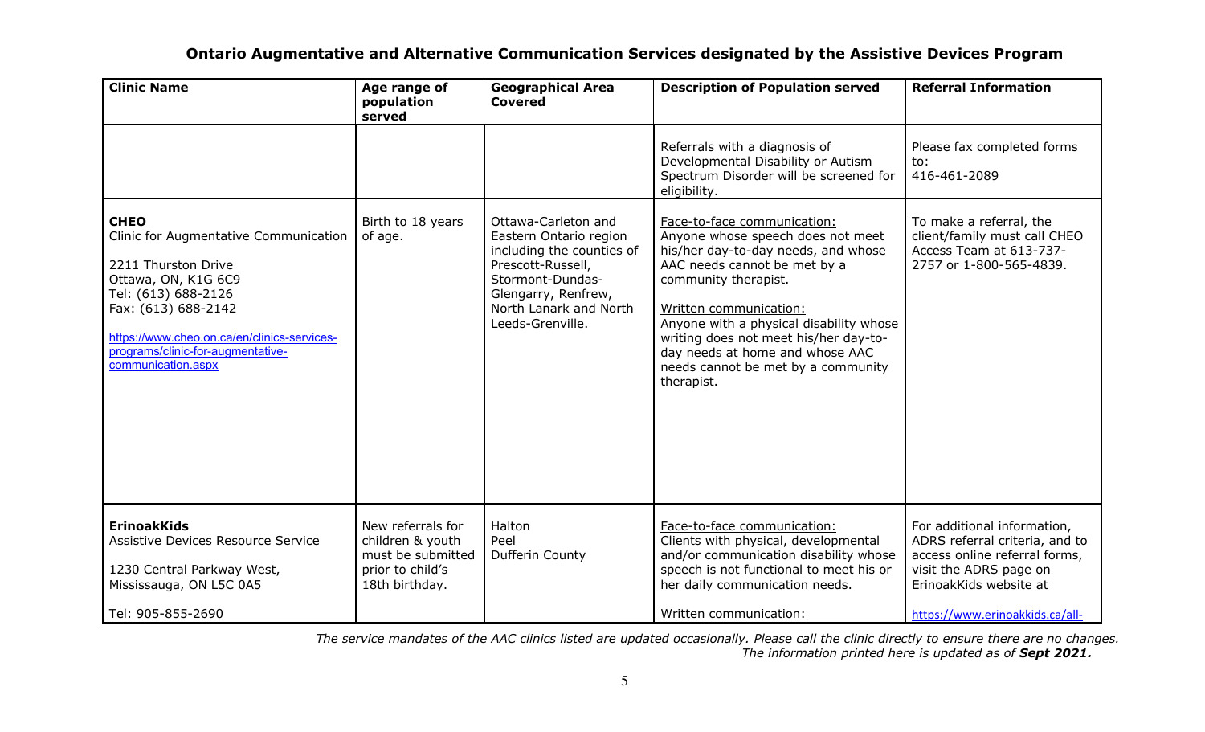## Ontario Augmentative and Alternative Communication Services designated by the Assistive Devices Program

| Clinic Name | Age range of population served | Geographical Area Covered | Description of Population served | Referral Information |
|---|---|---|---|---|
| | | | Referrals with a diagnosis of Developmental Disability or Autism Spectrum Disorder will be screened for eligibility. | Please fax completed forms to: 416-461-2089 |
| **CHEO** Clinic for Augmentative Communication<br><br>2211 Thurston Drive<br>Ottawa, ON, K1G 6C9<br>Tel: (613) 688-2126<br>Fax: (613) 688-2142<br><br>https://www.cheo.on.ca/en/clinics-services-programs/clinic-for-augmentative-communication.aspx | Birth to 18 years of age. | Ottawa-Carleton and Eastern Ontario region including the counties of Prescott-Russell, Stormont-Dundas-Glengarry, Renfrew, North Lanark and North Leeds-Grenville. | Face-to-face communication:<br>Anyone whose speech does not meet his/her day-to-day needs, and whose AAC needs cannot be met by a community therapist.<br><br>Written communication:<br>Anyone with a physical disability whose writing does not meet his/her day-to-day needs at home and whose AAC needs cannot be met by a community therapist. | To make a referral, the client/family must call CHEO Access Team at 613-737-2757 or 1-800-565-4839. |
| **ErinoakKids** Assistive Devices Resource Service<br><br>1230 Central Parkway West,<br>Mississauga, ON L5C 0A5<br><br>Tel: 905-855-2690 | New referrals for children & youth must be submitted prior to child's 18th birthday. | Halton<br>Peel<br>Dufferin County | Face-to-face communication:<br>Clients with physical, developmental and/or communication disability whose speech is not functional to meet his or her daily communication needs.<br><br>Written communication: | For additional information, ADRS referral criteria, and to access online referral forms, visit the ADRS page on ErinoakKids website at<br><br>https://www.erinoakkids.ca/all- |

*The service mandates of the AAC clinics listed are updated occasionally. Please call the clinic directly to ensure there are no changes. The information printed here is updated as of **Sept 2021.***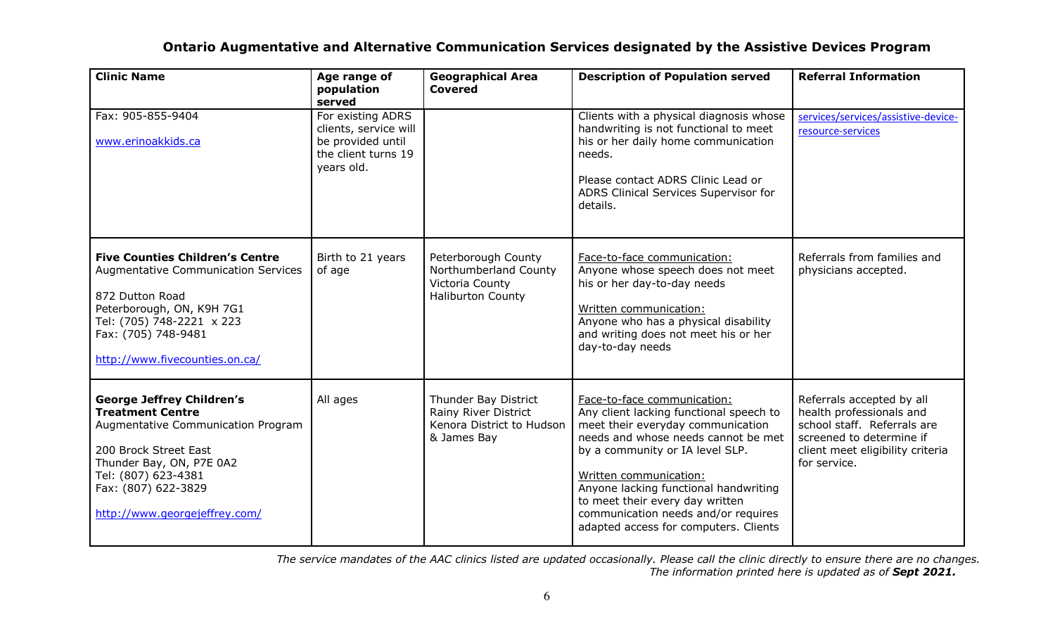# Ontario Augmentative and Alternative Communication Services designated by the Assistive Devices Program

| Clinic Name | Age range of population served | Geographical Area Covered | Description of Population served | Referral Information |
| --- | --- | --- | --- | --- |
| Fax: 905-855-9404<br><br>www.erinoakkids.ca | For existing ADRS clients, service will be provided until the client turns 19 years old. | | Clients with a physical diagnosis whose handwriting is not functional to meet his or her daily home communication needs.<br><br>Please contact ADRS Clinic Lead or ADRS Clinical Services Supervisor for details. | services/services/assistive-device-resource-services |
| **Five Counties Children's Centre**<br>Augmentative Communication Services<br><br>872 Dutton Road<br>Peterborough, ON, K9H 7G1<br>Tel: (705) 748-2221 x 223<br>Fax: (705) 748-9481<br><br>http://www.fivecounties.on.ca/ | Birth to 21 years of age | Peterborough County<br>Northumberland County<br>Victoria County<br>Haliburton County | Face-to-face communication:<br>Anyone whose speech does not meet his or her day-to-day needs<br><br>Written communication:<br>Anyone who has a physical disability and writing does not meet his or her day-to-day needs | Referrals from families and physicians accepted. |
| **George Jeffrey Children's Treatment Centre**<br>Augmentative Communication Program<br><br>200 Brock Street East<br>Thunder Bay, ON, P7E 0A2<br>Tel: (807) 623-4381<br>Fax: (807) 622-3829<br><br>http://www.georgejeffrey.com/ | All ages | Thunder Bay District<br>Rainy River District<br>Kenora District to Hudson & James Bay | Face-to-face communication:<br>Any client lacking functional speech to meet their everyday communication needs and whose needs cannot be met by a community or IA level SLP.<br><br>Written communication:<br>Anyone lacking functional handwriting to meet their every day written communication needs and/or requires adapted access for computers. Clients | Referrals accepted by all health professionals and school staff. Referrals are screened to determine if client meet eligibility criteria for service. |

*The service mandates of the AAC clinics listed are updated occasionally. Please call the clinic directly to ensure there are no changes. The information printed here is updated as of **Sept 2021.***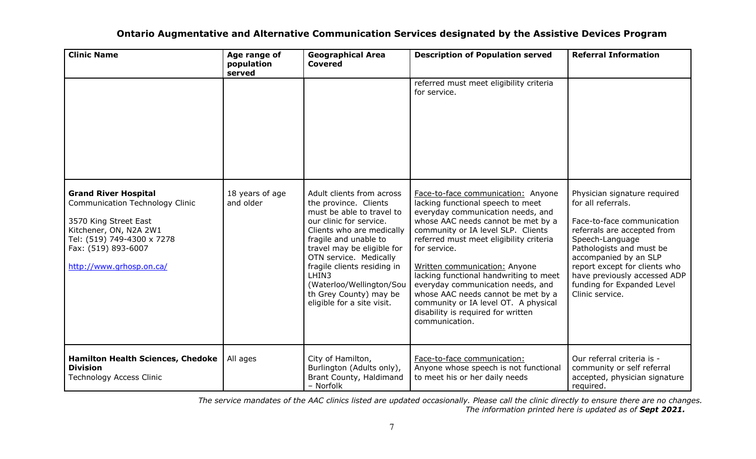# Ontario Augmentative and Alternative Communication Services designated by the Assistive Devices Program

| Clinic Name | Age range of population served | Geographical Area Covered | Description of Population served | Referral Information |
|---|---|---|---|---|
| | | | referred must meet eligibility criteria for service. | |
| **Grand River Hospital** Communication Technology Clinic<br><br>3570 King Street East<br>Kitchener, ON, N2A 2W1<br>Tel: (519) 749-4300 x 7278<br>Fax: (519) 893-6007<br><br>[http://www.grhosp.on.ca/](http://www.grhosp.on.ca/) | 18 years of age and older | Adult clients from across the province. Clients must be able to travel to our clinic for service. Clients who are medically fragile and unable to travel may be eligible for OTN service. Medically fragile clients residing in LHIN3 (Waterloo/Wellington/South Grey County) may be eligible for a site visit. | Face-to-face communication: Anyone lacking functional speech to meet everyday communication needs, and whose AAC needs cannot be met by a community or IA level SLP. Clients referred must meet eligibility criteria for service.<br><br>Written communication: Anyone lacking functional handwriting to meet everyday communication needs, and whose AAC needs cannot be met by a community or IA level OT. A physical disability is required for written communication. | Physician signature required for all referrals.<br><br>Face-to-face communication referrals are accepted from Speech-Language Pathologists and must be accompanied by an SLP report except for clients who have previously accessed ADP funding for Expanded Level Clinic service. |
| **Hamilton Health Sciences, Chedoke Division** Technology Access Clinic | All ages | City of Hamilton, Burlington (Adults only), Brant County, Haldimand – Norfolk | Face-to-face communication: Anyone whose speech is not functional to meet his or her daily needs | Our referral criteria is - community or self referral accepted, physician signature required. |

*The service mandates of the AAC clinics listed are updated occasionally. Please call the clinic directly to ensure there are no changes. The information printed here is updated as of **Sept 2021.***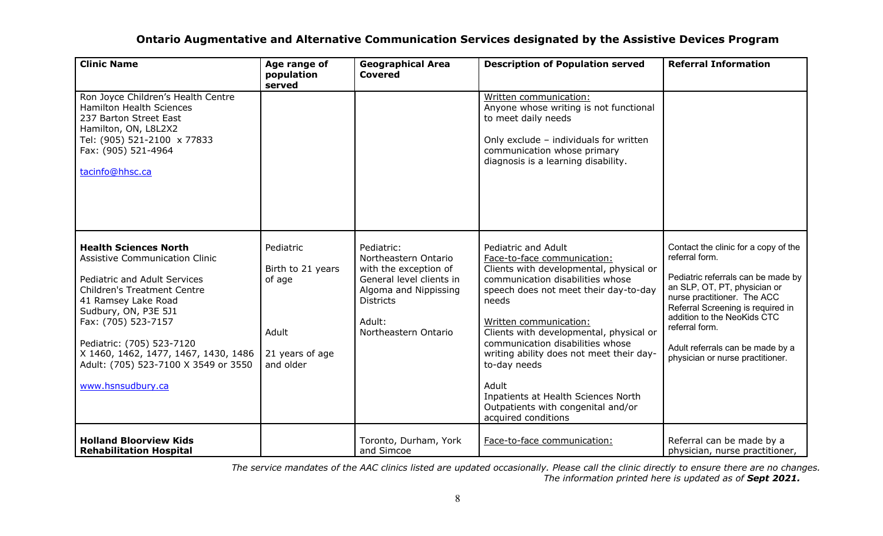# Ontario Augmentative and Alternative Communication Services designated by the Assistive Devices Program

| Clinic Name | Age range of population served | Geographical Area Covered | Description of Population served | Referral Information |
| --- | --- | --- | --- | --- |
| Ron Joyce Children's Health Centre<br>Hamilton Health Sciences<br>237 Barton Street East<br>Hamilton, ON, L8L2X2<br>Tel: (905) 521-2100 x 77833<br>Fax: (905) 521-4964<br><br>tacinfo@hhsc.ca | | | Written communication:<br>Anyone whose writing is not functional to meet daily needs<br><br>Only exclude – individuals for written communication whose primary diagnosis is a learning disability. | |
| **Health Sciences North**<br>Assistive Communication Clinic<br><br>Pediatric and Adult Services<br>Children's Treatment Centre<br>41 Ramsey Lake Road<br>Sudbury, ON, P3E 5J1<br>Fax: (705) 523-7157<br><br>Pediatric: (705) 523-7120<br>X 1460, 1462, 1477, 1467, 1430, 1486<br>Adult: (705) 523-7100 X 3549 or 3550<br><br>www.hsnsudbury.ca | Pediatric<br><br>Birth to 21 years of age<br><br>Adult<br><br>21 years of age and older | Pediatric:<br>Northeastern Ontario with the exception of General level clients in Algoma and Nippissing Districts<br><br>Adult:<br>Northeastern Ontario | Pediatric and Adult<br>Face-to-face communication:<br>Clients with developmental, physical or communication disabilities whose speech does not meet their day-to-day needs<br><br>Written communication:<br>Clients with developmental, physical or communication disabilities whose writing ability does not meet their day-to-day needs<br><br>Adult<br>Inpatients at Health Sciences North<br>Outpatients with congenital and/or acquired conditions | Contact the clinic for a copy of the referral form.<br><br>Pediatric referrals can be made by an SLP, OT, PT, physician or nurse practitioner. The ACC Referral Screening is required in addition to the NeoKids CTC referral form.<br><br>Adult referrals can be made by a physician or nurse practitioner. |
| **Holland Bloorview Kids Rehabilitation Hospital** | | Toronto, Durham, York and Simcoe | Face-to-face communication: | Referral can be made by a physician, nurse practitioner, |

*The service mandates of the AAC clinics listed are updated occasionally. Please call the clinic directly to ensure there are no changes. The information printed here is updated as of **Sept 2021.***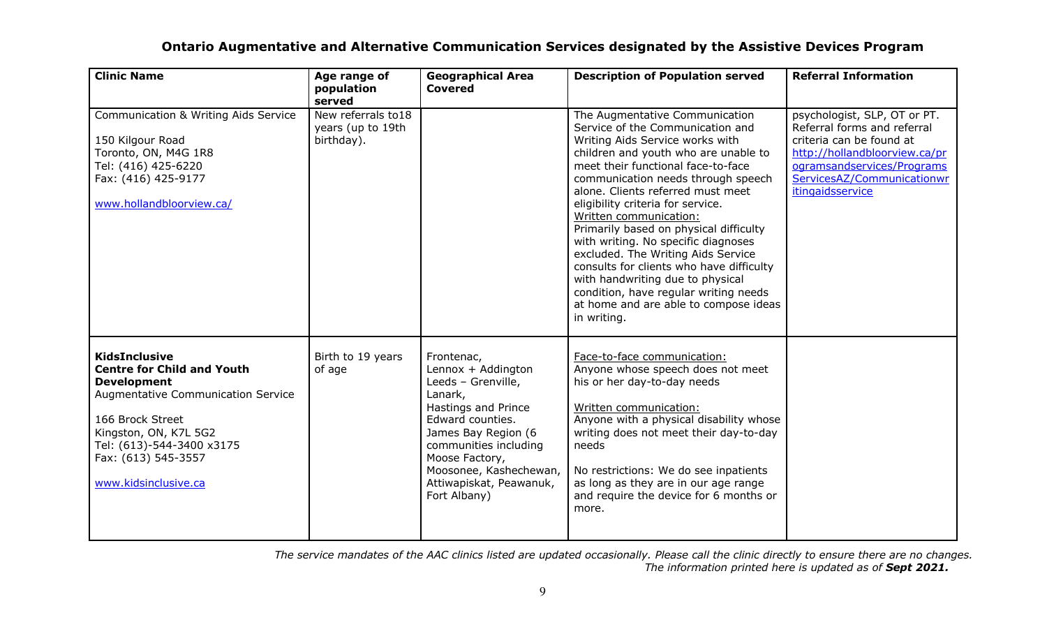# Ontario Augmentative and Alternative Communication Services designated by the Assistive Devices Program

| Clinic Name | Age range of population served | Geographical Area Covered | Description of Population served | Referral Information |
|---|---|---|---|---|
| Communication & Writing Aids Service<br><br>150 Kilgour Road<br>Toronto, ON, M4G 1R8<br>Tel: (416) 425-6220<br>Fax: (416) 425-9177<br><br>www.hollandbloorview.ca/ | New referrals to18 years (up to 19th birthday). | | The Augmentative Communication Service of the Communication and Writing Aids Service works with children and youth who are unable to meet their functional face-to-face communication needs through speech alone. Clients referred must meet eligibility criteria for service.<br>Written communication:<br>Primarily based on physical difficulty with writing. No specific diagnoses excluded. The Writing Aids Service consults for clients who have difficulty with handwriting due to physical condition, have regular writing needs at home and are able to compose ideas in writing. | psychologist, SLP, OT or PT. Referral forms and referral criteria can be found at http://hollandbloorview.ca/programsandservices/ProgramsServicesAZ/Communicationwritingaidsservice |
| **KidsInclusive**<br>**Centre for Child and Youth Development**<br>Augmentative Communication Service<br><br>166 Brock Street<br>Kingston, ON, K7L 5G2<br>Tel: (613)-544-3400 x3175<br>Fax: (613) 545-3557<br><br>www.kidsinclusive.ca | Birth to 19 years of age | Frontenac, Lennox + Addington Leeds – Grenville, Lanark, Hastings and Prince Edward counties. James Bay Region (6 communities including Moose Factory, Moosonee, Kashechewan, Attiwapiskat, Peawanuk, Fort Albany) | Face-to-face communication:<br>Anyone whose speech does not meet his or her day-to-day needs<br><br>Written communication:<br>Anyone with a physical disability whose writing does not meet their day-to-day needs<br><br>No restrictions: We do see inpatients as long as they are in our age range and require the device for 6 months or more. | |

*The service mandates of the AAC clinics listed are updated occasionally. Please call the clinic directly to ensure there are no changes.*
*The information printed here is updated as of* ***Sept 2021.***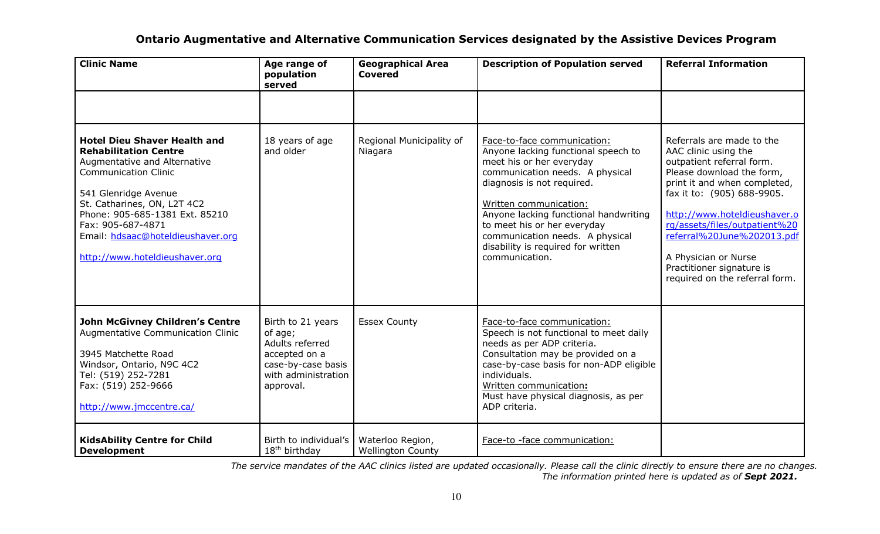## Ontario Augmentative and Alternative Communication Services designated by the Assistive Devices Program

| Clinic Name | Age range of population served | Geographical Area Covered | Description of Population served | Referral Information |
|---|---|---|---|---|
| | | | | |
| **Hotel Dieu Shaver Health and Rehabilitation Centre** Augmentative and Alternative Communication Clinic<br><br>541 Glenridge Avenue<br>St. Catharines, ON, L2T 4C2<br>Phone: 905-685-1381 Ext. 85210<br>Fax: 905-687-4871<br>Email: hdsaac@hoteldieushaver.org<br><br>http://www.hoteldieushaver.org | 18 years of age and older | Regional Municipality of Niagara | Face-to-face communication:<br>Anyone lacking functional speech to meet his or her everyday communication needs. A physical diagnosis is not required.<br><br>Written communication:<br>Anyone lacking functional handwriting to meet his or her everyday communication needs. A physical disability is required for written communication. | Referrals are made to the AAC clinic using the outpatient referral form. Please download the form, print it and when completed, fax it to: (905) 688-9905.<br><br>http://www.hoteldieushaver.org/assets/files/outpatient%20referral%20June%202013.pdf<br><br>A Physician or Nurse Practitioner signature is required on the referral form. |
| **John McGivney Children's Centre** Augmentative Communication Clinic<br><br>3945 Matchette Road<br>Windsor, Ontario, N9C 4C2<br>Tel: (519) 252-7281<br>Fax: (519) 252-9666<br><br>http://www.jmccentre.ca/ | Birth to 21 years of age;<br>Adults referred accepted on a case-by-case basis with administration approval. | Essex County | Face-to-face communication:<br>Speech is not functional to meet daily needs as per ADP criteria.<br>Consultation may be provided on a case-by-case basis for non-ADP eligible individuals.<br>Written communication**:**<br>Must have physical diagnosis, as per ADP criteria. | |
| **KidsAbility Centre for Child Development** | Birth to individual's 18th birthday | Waterloo Region, Wellington County | Face-to -face communication: | |

*The service mandates of the AAC clinics listed are updated occasionally. Please call the clinic directly to ensure there are no changes.*
*The information printed here is updated as of* ***Sept 2021.***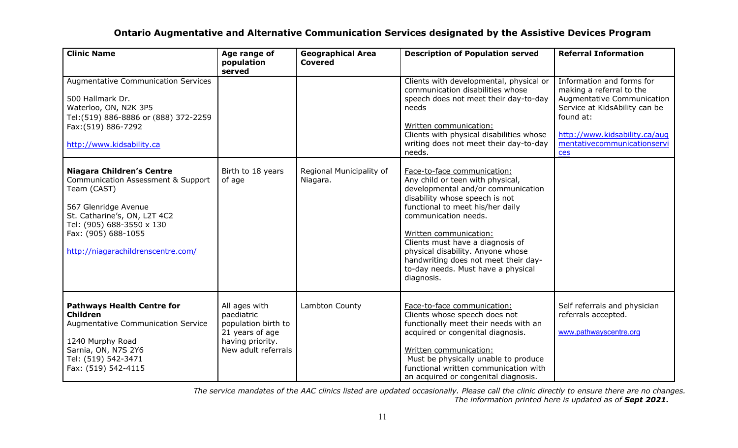## Ontario Augmentative and Alternative Communication Services designated by the Assistive Devices Program

| Clinic Name | Age range of population served | Geographical Area Covered | Description of Population served | Referral Information |
|---|---|---|---|---|
| Augmentative Communication Services<br><br>500 Hallmark Dr.<br>Waterloo, ON, N2K 3P5<br>Tel:(519) 886-8886 or (888) 372-2259<br>Fax:(519) 886-7292<br><br>http://www.kidsability.ca | | | Clients with developmental, physical or communication disabilities whose speech does not meet their day-to-day needs<br><br>Written communication:<br>Clients with physical disabilities whose writing does not meet their day-to-day needs. | Information and forms for making a referral to the Augmentative Communication Service at KidsAbility can be found at:<br><br>http://www.kidsability.ca/augmentativecommunicationservices |
| **Niagara Children's Centre**<br>Communication Assessment & Support Team (CAST)<br><br>567 Glenridge Avenue<br>St. Catharine's, ON, L2T 4C2<br>Tel: (905) 688-3550 x 130<br>Fax: (905) 688-1055<br><br>http://niagarachildrenscentre.com/ | Birth to 18 years of age | Regional Municipality of Niagara. | Face-to-face communication:<br>Any child or teen with physical, developmental and/or communication disability whose speech is not functional to meet his/her daily communication needs.<br><br>Written communication:<br>Clients must have a diagnosis of physical disability. Anyone whose handwriting does not meet their day-to-day needs. Must have a physical diagnosis. | |
| **Pathways Health Centre for Children**<br>Augmentative Communication Service<br><br>1240 Murphy Road<br>Sarnia, ON, N7S 2Y6<br>Tel: (519) 542-3471<br>Fax: (519) 542-4115 | All ages with paediatric population birth to 21 years of age having priority. New adult referrals | Lambton County | Face-to-face communication:<br>Clients whose speech does not functionally meet their needs with an acquired or congenital diagnosis.<br><br>Written communication:<br>Must be physically unable to produce functional written communication with an acquired or congenital diagnosis. | Self referrals and physician referrals accepted.<br><br>www.pathwayscentre.org |

*The service mandates of the AAC clinics listed are updated occasionally. Please call the clinic directly to ensure there are no changes. The information printed here is updated as of **Sept 2021.***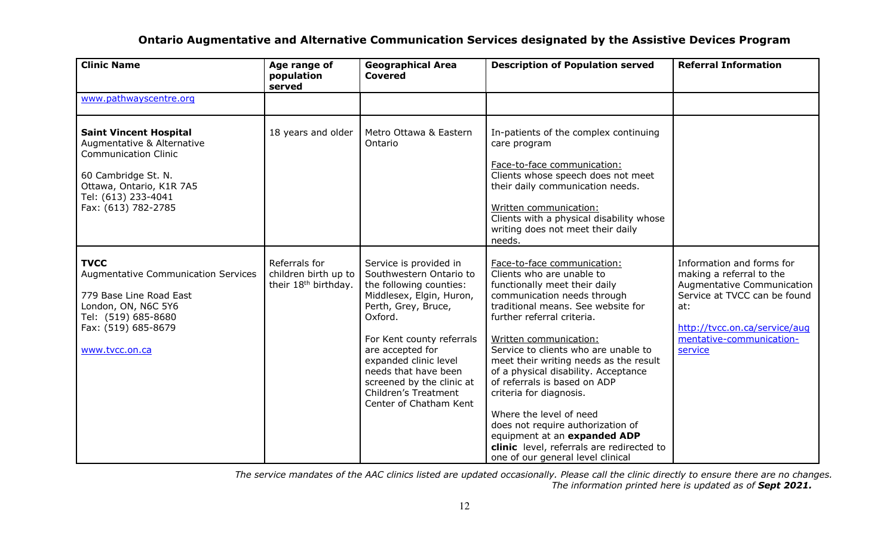# Ontario Augmentative and Alternative Communication Services designated by the Assistive Devices Program

| Clinic Name | Age range of population served | Geographical Area Covered | Description of Population served | Referral Information |
|---|---|---|---|---|
| www.pathwayscentre.org | | | | |
| **Saint Vincent Hospital** Augmentative & Alternative Communication Clinic<br><br>60 Cambridge St. N.<br>Ottawa, Ontario, K1R 7A5<br>Tel: (613) 233-4041<br>Fax: (613) 782-2785 | 18 years and older | Metro Ottawa & Eastern Ontario | In-patients of the complex continuing care program<br><br>Face-to-face communication:<br>Clients whose speech does not meet their daily communication needs.<br><br>Written communication:<br>Clients with a physical disability whose writing does not meet their daily needs. | |
| **TVCC**<br>Augmentative Communication Services<br><br>779 Base Line Road East<br>London, ON, N6C 5Y6<br>Tel: (519) 685-8680<br>Fax: (519) 685-8679<br><br>www.tvcc.on.ca | Referrals for children birth up to their 18th birthday. | Service is provided in Southwestern Ontario to the following counties: Middlesex, Elgin, Huron, Perth, Grey, Bruce, Oxford.<br><br>For Kent county referrals are accepted for expanded clinic level needs that have been screened by the clinic at Children's Treatment Center of Chatham Kent | Face-to-face communication:<br>Clients who are unable to functionally meet their daily communication needs through traditional means. See website for further referral criteria.<br><br>Written communication:<br>Service to clients who are unable to meet their writing needs as the result of a physical disability. Acceptance of referrals is based on ADP criteria for diagnosis.<br><br>Where the level of need does not require authorization of equipment at an **expanded ADP clinic** level, referrals are redirected to one of our general level clinical | Information and forms for making a referral to the Augmentative Communication Service at TVCC can be found at:<br><br>http://tvcc.on.ca/service/augmentative-communication-service |

*The service mandates of the AAC clinics listed are updated occasionally. Please call the clinic directly to ensure there are no changes. The information printed here is updated as of **Sept 2021.***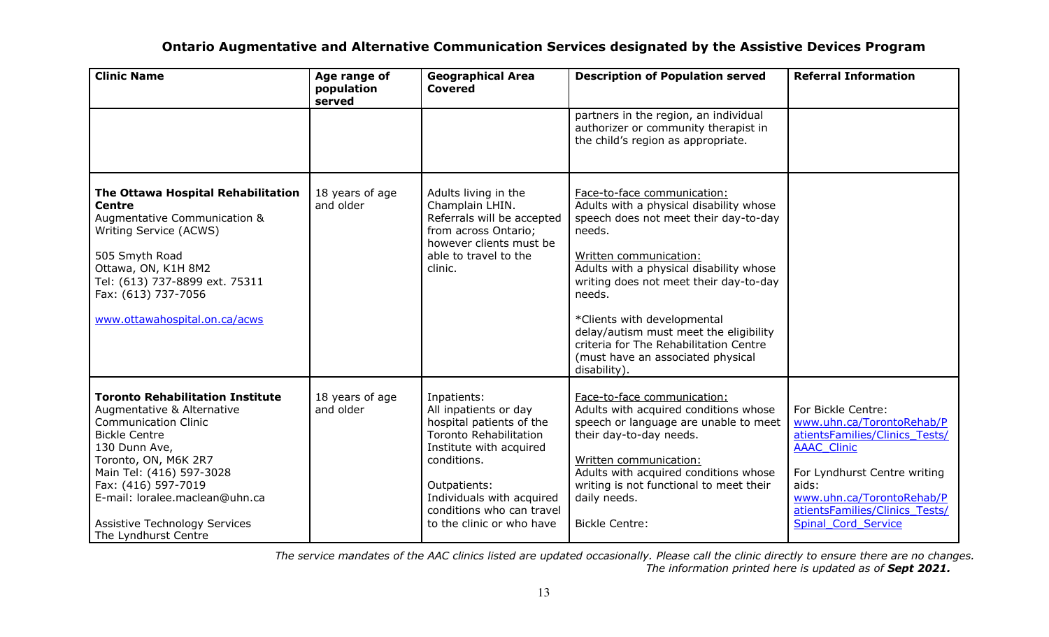## Ontario Augmentative and Alternative Communication Services designated by the Assistive Devices Program

| Clinic Name | Age range of population served | Geographical Area Covered | Description of Population served | Referral Information |
|---|---|---|---|---|
| | | | partners in the region, an individual authorizer or community therapist in the child's region as appropriate. | |
| **The Ottawa Hospital Rehabilitation Centre**<br>Augmentative Communication & Writing Service (ACWS)<br><br>505 Smyth Road<br>Ottawa, ON, K1H 8M2<br>Tel: (613) 737-8899 ext. 75311<br>Fax: (613) 737-7056<br><br>www.ottawahospital.on.ca/acws | 18 years of age and older | Adults living in the Champlain LHIN. Referrals will be accepted from across Ontario; however clients must be able to travel to the clinic. | Face-to-face communication:<br>Adults with a physical disability whose speech does not meet their day-to-day needs.<br><br>Written communication:<br>Adults with a physical disability whose writing does not meet their day-to-day needs.<br><br>*Clients with developmental delay/autism must meet the eligibility criteria for The Rehabilitation Centre (must have an associated physical disability). | |
| **Toronto Rehabilitation Institute**<br>Augmentative & Alternative Communication Clinic<br>Bickle Centre<br>130 Dunn Ave,<br>Toronto, ON, M6K 2R7<br>Main Tel: (416) 597-3028<br>Fax: (416) 597-7019<br>E-mail: loralee.maclean@uhn.ca<br><br>Assistive Technology Services<br>The Lyndhurst Centre | 18 years of age and older | Inpatients:<br>All inpatients or day hospital patients of the Toronto Rehabilitation Institute with acquired conditions.<br><br>Outpatients:<br>Individuals with acquired conditions who can travel to the clinic or who have | Face-to-face communication:<br>Adults with acquired conditions whose speech or language are unable to meet their day-to-day needs.<br><br>Written communication:<br>Adults with acquired conditions whose writing is not functional to meet their daily needs.<br><br>Bickle Centre: | For Bickle Centre:<br>www.uhn.ca/TorontoRehab/PatientsFamilies/Clinics_Tests/AAAC_Clinic<br><br>For Lyndhurst Centre writing aids:<br>www.uhn.ca/TorontoRehab/PatientsFamilies/Clinics_Tests/Spinal_Cord_Service |

*The service mandates of the AAC clinics listed are updated occasionally. Please call the clinic directly to ensure there are no changes. The information printed here is updated as of **Sept 2021.***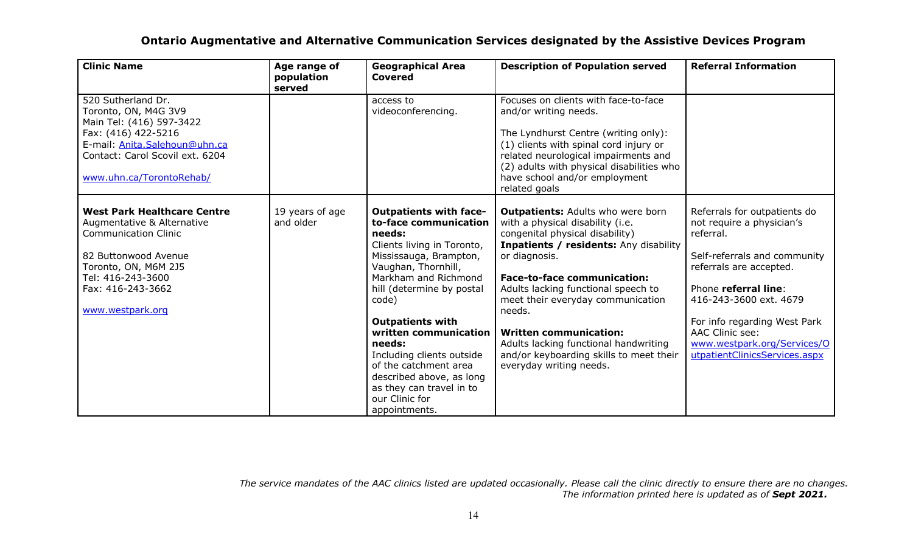## Ontario Augmentative and Alternative Communication Services designated by the Assistive Devices Program

| Clinic Name | Age range of population served | Geographical Area Covered | Description of Population served | Referral Information |
|---|---|---|---|---|
| 520 Sutherland Dr.<br>Toronto, ON, M4G 3V9<br>Main Tel: (416) 597-3422<br>Fax: (416) 422-5216<br>E-mail: Anita.Salehoun@uhn.ca<br>Contact: Carol Scovil ext. 6204<br><br>www.uhn.ca/TorontoRehab/ | | access to videoconferencing. | Focuses on clients with face-to-face and/or writing needs.<br><br>The Lyndhurst Centre (writing only): (1) clients with spinal cord injury or related neurological impairments and (2) adults with physical disabilities who have school and/or employment related goals | |
| **West Park Healthcare Centre**<br>Augmentative & Alternative Communication Clinic<br><br>82 Buttonwood Avenue<br>Toronto, ON, M6M 2J5<br>Tel: 416-243-3600<br>Fax: 416-243-3662<br><br>www.westpark.org | 19 years of age and older | **Outpatients with face-to-face communication needs:**<br>Clients living in Toronto, Mississauga, Brampton, Vaughan, Thornhill, Markham and Richmond hill (determine by postal code)<br><br>**Outpatients with written communication needs:**<br>Including clients outside of the catchment area described above, as long as they can travel in to our Clinic for appointments. | **Outpatients:** Adults who were born with a physical disability (i.e. congenital physical disability)<br>**Inpatients / residents:** Any disability or diagnosis.<br><br>**Face-to-face communication:**<br>Adults lacking functional speech to meet their everyday communication needs.<br><br>**Written communication:**<br>Adults lacking functional handwriting and/or keyboarding skills to meet their everyday writing needs. | Referrals for outpatients do not require a physician's referral.<br><br>Self-referrals and community referrals are accepted.<br><br>Phone **referral line**: 416-243-3600 ext. 4679<br><br>For info regarding West Park AAC Clinic see: www.westpark.org/Services/OutpatientClinicsServices.aspx |

*The service mandates of the AAC clinics listed are updated occasionally. Please call the clinic directly to ensure there are no changes. The information printed here is updated as of **Sept 2021.***